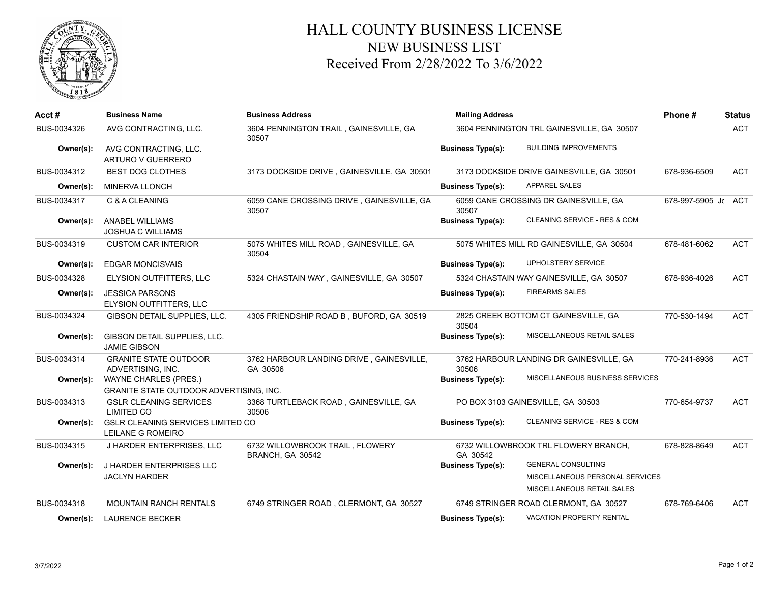# HALL COUNTY BUSINESS LICENSE

## NEW BUSINESS LIST

## Received From 2/28/2022 To 3/6/2022

| Acct # | Business Name | Business Address | Mailing Address | | Phone # | Status |
|---|---|---|---|---|---|---|
| BUS-0034326 | AVG CONTRACTING, LLC. | 3604 PENNINGTON TRAIL , GAINESVILLE, GA 30507 | 3604 PENNINGTON TRL GAINESVILLE, GA 30507 | | | ACT |
| **Owner(s):** | AVG CONTRACTING, LLC.<br>ARTURO V GUERRERO | | **Business Type(s):** | BUILDING IMPROVEMENTS | | |
| BUS-0034312 | BEST DOG CLOTHES | 3173 DOCKSIDE DRIVE , GAINESVILLE, GA 30501 | 3173 DOCKSIDE DRIVE GAINESVILLE, GA 30501 | | 678-936-6509 | ACT |
| **Owner(s):** | MINERVA LLONCH | | **Business Type(s):** | APPAREL SALES | | |
| BUS-0034317 | C & A CLEANING | 6059 CANE CROSSING DRIVE , GAINESVILLE, GA 30507 | 6059 CANE CROSSING DR GAINESVILLE, GA 30507 | | 678-997-5905 Jo | ACT |
| **Owner(s):** | ANABEL WILLIAMS<br>JOSHUA C WILLIAMS | | **Business Type(s):** | CLEANING SERVICE - RES & COM | | |
| BUS-0034319 | CUSTOM CAR INTERIOR | 5075 WHITES MILL ROAD , GAINESVILLE, GA 30504 | 5075 WHITES MILL RD GAINESVILLE, GA 30504 | | 678-481-6062 | ACT |
| **Owner(s):** | EDGAR MONCISVAIS | | **Business Type(s):** | UPHOLSTERY SERVICE | | |
| BUS-0034328 | ELYSION OUTFITTERS, LLC | 5324 CHASTAIN WAY , GAINESVILLE, GA 30507 | 5324 CHASTAIN WAY GAINESVILLE, GA 30507 | | 678-936-4026 | ACT |
| **Owner(s):** | JESSICA PARSONS<br>ELYSION OUTFITTERS, LLC | | **Business Type(s):** | FIREARMS SALES | | |
| BUS-0034324 | GIBSON DETAIL SUPPLIES, LLC. | 4305 FRIENDSHIP ROAD B , BUFORD, GA 30519 | 2825 CREEK BOTTOM CT GAINESVILLE, GA 30504 | | 770-530-1494 | ACT |
| **Owner(s):** | GIBSON DETAIL SUPPLIES, LLC.<br>JAMIE GIBSON | | **Business Type(s):** | MISCELLANEOUS RETAIL SALES | | |
| BUS-0034314 | GRANITE STATE OUTDOOR ADVERTISING, INC. | 3762 HARBOUR LANDING DRIVE , GAINESVILLE, GA 30506 | 3762 HARBOUR LANDING DR GAINESVILLE, GA 30506 | | 770-241-8936 | ACT |
| **Owner(s):** | WAYNE CHARLES (PRES.)<br>GRANITE STATE OUTDOOR ADVERTISING, INC. | | **Business Type(s):** | MISCELLANEOUS BUSINESS SERVICES | | |
| BUS-0034313 | GSLR CLEANING SERVICES LIMITED CO | 3368 TURTLEBACK ROAD , GAINESVILLE, GA 30506 | PO BOX 3103 GAINESVILLE, GA 30503 | | 770-654-9737 | ACT |
| **Owner(s):** | GSLR CLEANING SERVICES LIMITED CO<br>LEILANE G ROMEIRO | | **Business Type(s):** | CLEANING SERVICE - RES & COM | | |
| BUS-0034315 | J HARDER ENTERPRISES, LLC | 6732 WILLOWBROOK TRAIL , FLOWERY BRANCH, GA 30542 | 6732 WILLOWBROOK TRL FLOWERY BRANCH, GA 30542 | | 678-828-8649 | ACT |
| **Owner(s):** | J HARDER ENTERPRISES LLC<br>JACLYN HARDER | | **Business Type(s):** | GENERAL CONSULTING<br>MISCELLANEOUS PERSONAL SERVICES<br>MISCELLANEOUS RETAIL SALES | | |
| BUS-0034318 | MOUNTAIN RANCH RENTALS | 6749 STRINGER ROAD , CLERMONT, GA 30527 | 6749 STRINGER ROAD CLERMONT, GA 30527 | | 678-769-6406 | ACT |
| **Owner(s):** | LAURENCE BECKER | | **Business Type(s):** | VACATION PROPERTY RENTAL | | |

3/7/2022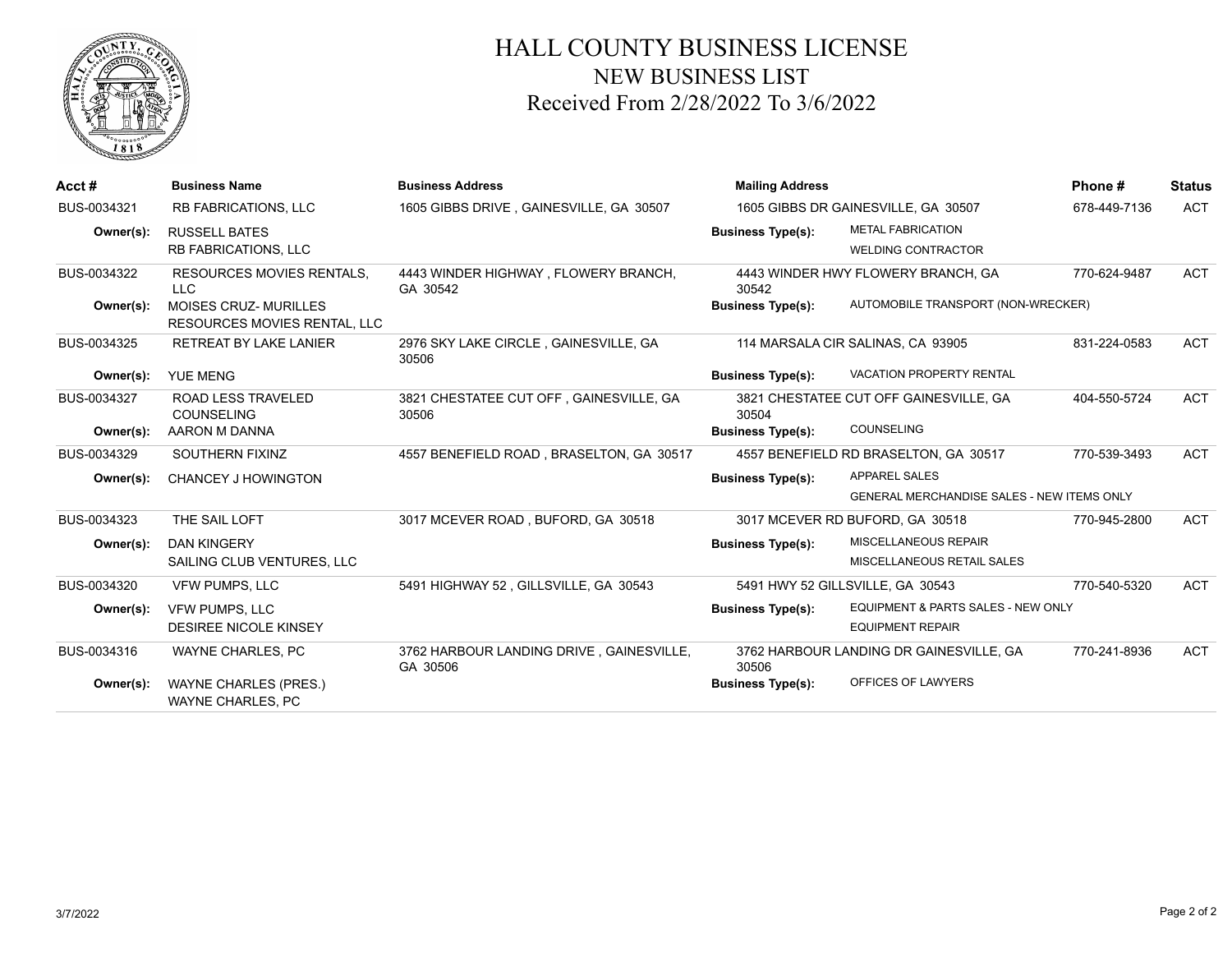# HALL COUNTY BUSINESS LICENSE
## NEW BUSINESS LIST
### Received From 2/28/2022 To 3/6/2022

| Acct # | Business Name | Business Address | Mailing Address | | Phone # | Status |
|---|---|---|---|---|---|---|
| BUS-0034321 | RB FABRICATIONS, LLC | 1605 GIBBS DRIVE , GAINESVILLE, GA 30507 | 1605 GIBBS DR GAINESVILLE, GA 30507 | | 678-449-7136 | ACT |
| **Owner(s):** | RUSSELL BATES<br>RB FABRICATIONS, LLC | | **Business Type(s):** | METAL FABRICATION<br>WELDING CONTRACTOR | | |
| BUS-0034322 | RESOURCES MOVIES RENTALS, LLC | 4443 WINDER HIGHWAY , FLOWERY BRANCH, GA 30542 | 4443 WINDER HWY FLOWERY BRANCH, GA 30542 | | 770-624-9487 | ACT |
| **Owner(s):** | MOISES CRUZ- MURILLES<br>RESOURCES MOVIES RENTAL, LLC | | **Business Type(s):** | AUTOMOBILE TRANSPORT (NON-WRECKER) | | |
| BUS-0034325 | RETREAT BY LAKE LANIER | 2976 SKY LAKE CIRCLE , GAINESVILLE, GA 30506 | 114 MARSALA CIR SALINAS, CA 93905 | | 831-224-0583 | ACT |
| **Owner(s):** | YUE MENG | | **Business Type(s):** | VACATION PROPERTY RENTAL | | |
| BUS-0034327 | ROAD LESS TRAVELED COUNSELING | 3821 CHESTATEE CUT OFF , GAINESVILLE, GA 30506 | 3821 CHESTATEE CUT OFF GAINESVILLE, GA 30504 | | 404-550-5724 | ACT |
| **Owner(s):** | AARON M DANNA | | **Business Type(s):** | COUNSELING | | |
| BUS-0034329 | SOUTHERN FIXINZ | 4557 BENEFIELD ROAD , BRASELTON, GA 30517 | 4557 BENEFIELD RD BRASELTON, GA 30517 | | 770-539-3493 | ACT |
| **Owner(s):** | CHANCEY J HOWINGTON | | **Business Type(s):** | APPAREL SALES<br>GENERAL MERCHANDISE SALES - NEW ITEMS ONLY | | |
| BUS-0034323 | THE SAIL LOFT | 3017 MCEVER ROAD , BUFORD, GA 30518 | 3017 MCEVER RD BUFORD, GA 30518 | | 770-945-2800 | ACT |
| **Owner(s):** | DAN KINGERY<br>SAILING CLUB VENTURES, LLC | | **Business Type(s):** | MISCELLANEOUS REPAIR<br>MISCELLANEOUS RETAIL SALES | | |
| BUS-0034320 | VFW PUMPS, LLC | 5491 HIGHWAY 52 , GILLSVILLE, GA 30543 | 5491 HWY 52 GILLSVILLE, GA 30543 | | 770-540-5320 | ACT |
| **Owner(s):** | VFW PUMPS, LLC<br>DESIREE NICOLE KINSEY | | **Business Type(s):** | EQUIPMENT & PARTS SALES - NEW ONLY<br>EQUIPMENT REPAIR | | |
| BUS-0034316 | WAYNE CHARLES, PC | 3762 HARBOUR LANDING DRIVE , GAINESVILLE, GA 30506 | 3762 HARBOUR LANDING DR GAINESVILLE, GA 30506 | | 770-241-8936 | ACT |
| **Owner(s):** | WAYNE CHARLES (PRES.)<br>WAYNE CHARLES, PC | | **Business Type(s):** | OFFICES OF LAWYERS | | |

3/7/2022